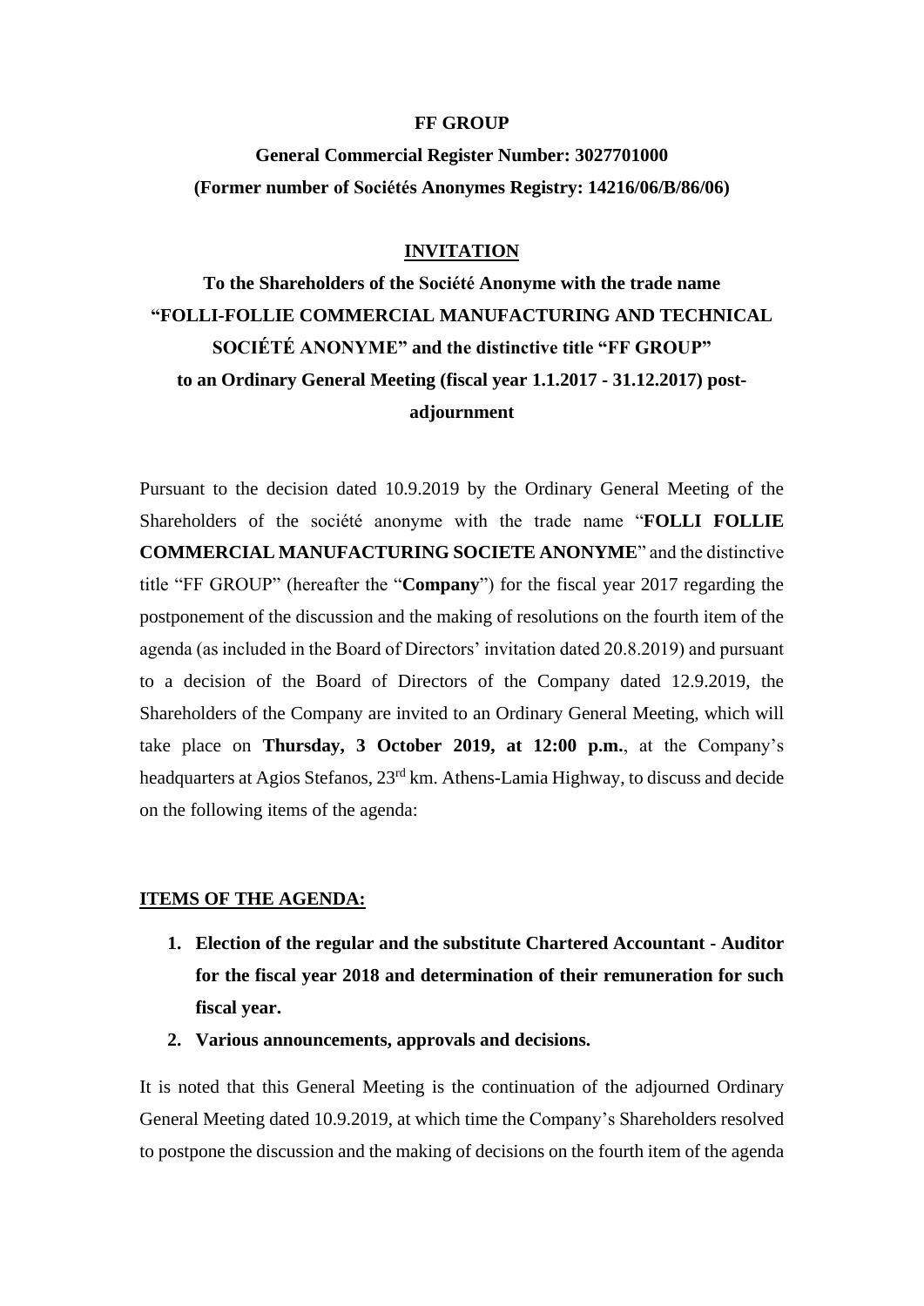**FF GROUP**

**General Commercial Register Number: 3027701000**

**(Former number of Sociétés Anonymes Registry: 14216/06/B/86/06)**

# INVITATION

**To the Shareholders of the Société Anonyme with the trade name "FOLLI-FOLLIE COMMERCIAL MANUFACTURING AND TECHNICAL SOCIÉTÉ ANONYME" and the distinctive title "FF GROUP" to an Ordinary General Meeting (fiscal year 1.1.2017 - 31.12.2017) post-adjournment**

Pursuant to the decision dated 10.9.2019 by the Ordinary General Meeting of the Shareholders of the société anonyme with the trade name "**FOLLI FOLLIE COMMERCIAL MANUFACTURING SOCIETE ANONYME**" and the distinctive title "FF GROUP" (hereafter the "**Company**") for the fiscal year 2017 regarding the postponement of the discussion and the making of resolutions on the fourth item of the agenda (as included in the Board of Directors' invitation dated 20.8.2019) and pursuant to a decision of the Board of Directors of the Company dated 12.9.2019, the Shareholders of the Company are invited to an Ordinary General Meeting, which will take place on **Thursday, 3 October 2019, at 12:00 p.m.**, at the Company's headquarters at Agios Stefanos, 23rd km. Athens-Lamia Highway, to discuss and decide on the following items of the agenda:

## ITEMS OF THE AGENDA:

1. **Election of the regular and the substitute Chartered Accountant - Auditor for the fiscal year 2018 and determination of their remuneration for such fiscal year.**
2. **Various announcements, approvals and decisions.**

It is noted that this General Meeting is the continuation of the adjourned Ordinary General Meeting dated 10.9.2019, at which time the Company's Shareholders resolved to postpone the discussion and the making of decisions on the fourth item of the agenda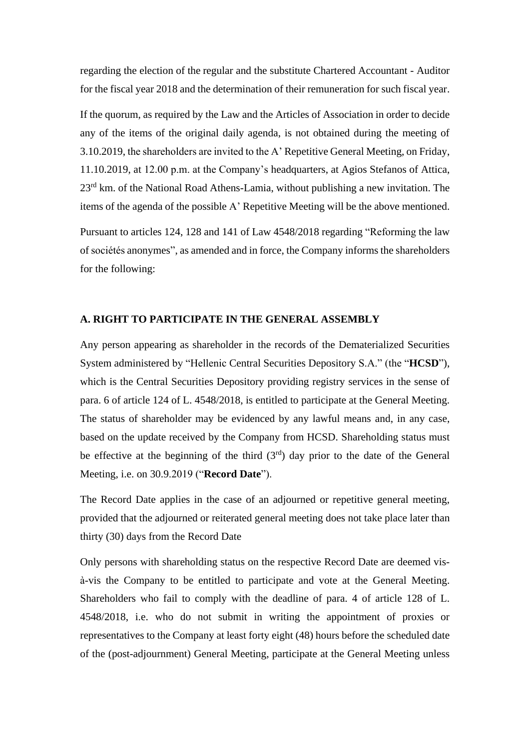regarding the election of the regular and the substitute Chartered Accountant - Auditor for the fiscal year 2018 and the determination of their remuneration for such fiscal year.

If the quorum, as required by the Law and the Articles of Association in order to decide any of the items of the original daily agenda, is not obtained during the meeting of 3.10.2019, the shareholders are invited to the A' Repetitive General Meeting, on Friday, 11.10.2019, at 12.00 p.m. at the Company's headquarters, at Agios Stefanos of Attica, 23rd km. of the National Road Athens-Lamia, without publishing a new invitation. The items of the agenda of the possible A' Repetitive Meeting will be the above mentioned.

Pursuant to articles 124, 128 and 141 of Law 4548/2018 regarding "Reforming the law of sociétés anonymes", as amended and in force, the Company informs the shareholders for the following:

**A. RIGHT TO PARTICIPATE IN THE GENERAL ASSEMBLY**

Any person appearing as shareholder in the records of the Dematerialized Securities System administered by "Hellenic Central Securities Depository S.A." (the "**HCSD**"), which is the Central Securities Depository providing registry services in the sense of para. 6 of article 124 of L. 4548/2018, is entitled to participate at the General Meeting. The status of shareholder may be evidenced by any lawful means and, in any case, based on the update received by the Company from HCSD. Shareholding status must be effective at the beginning of the third (3rd) day prior to the date of the General Meeting, i.e. on 30.9.2019 ("**Record Date**").

The Record Date applies in the case of an adjourned or repetitive general meeting, provided that the adjourned or reiterated general meeting does not take place later than thirty (30) days from the Record Date

Only persons with shareholding status on the respective Record Date are deemed vis-à-vis the Company to be entitled to participate and vote at the General Meeting. Shareholders who fail to comply with the deadline of para. 4 of article 128 of L. 4548/2018, i.e. who do not submit in writing the appointment of proxies or representatives to the Company at least forty eight (48) hours before the scheduled date of the (post-adjournment) General Meeting, participate at the General Meeting unless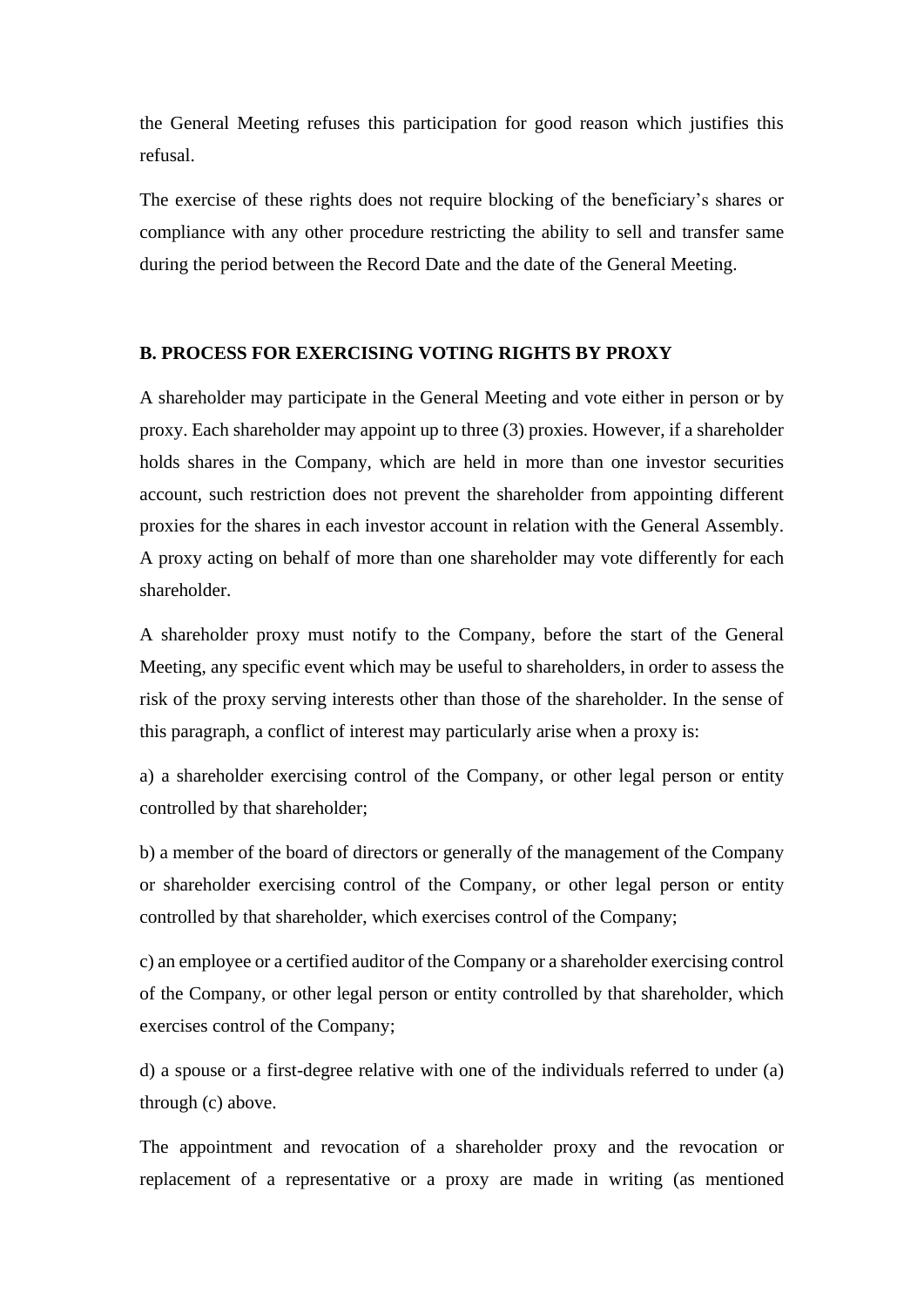the General Meeting refuses this participation for good reason which justifies this refusal.

The exercise of these rights does not require blocking of the beneficiary's shares or compliance with any other procedure restricting the ability to sell and transfer same during the period between the Record Date and the date of the General Meeting.

**B. PROCESS FOR EXERCISING VOTING RIGHTS BY PROXY**

A shareholder may participate in the General Meeting and vote either in person or by proxy. Each shareholder may appoint up to three (3) proxies. However, if a shareholder holds shares in the Company, which are held in more than one investor securities account, such restriction does not prevent the shareholder from appointing different proxies for the shares in each investor account in relation with the General Assembly. A proxy acting on behalf of more than one shareholder may vote differently for each shareholder.

A shareholder proxy must notify to the Company, before the start of the General Meeting, any specific event which may be useful to shareholders, in order to assess the risk of the proxy serving interests other than those of the shareholder. In the sense of this paragraph, a conflict of interest may particularly arise when a proxy is:

a) a shareholder exercising control of the Company, or other legal person or entity controlled by that shareholder;

b) a member of the board of directors or generally of the management of the Company or shareholder exercising control of the Company, or other legal person or entity controlled by that shareholder, which exercises control of the Company;

c) an employee or a certified auditor of the Company or a shareholder exercising control of the Company, or other legal person or entity controlled by that shareholder, which exercises control of the Company;

d) a spouse or a first-degree relative with one of the individuals referred to under (a) through (c) above.

The appointment and revocation of a shareholder proxy and the revocation or replacement of a representative or a proxy are made in writing (as mentioned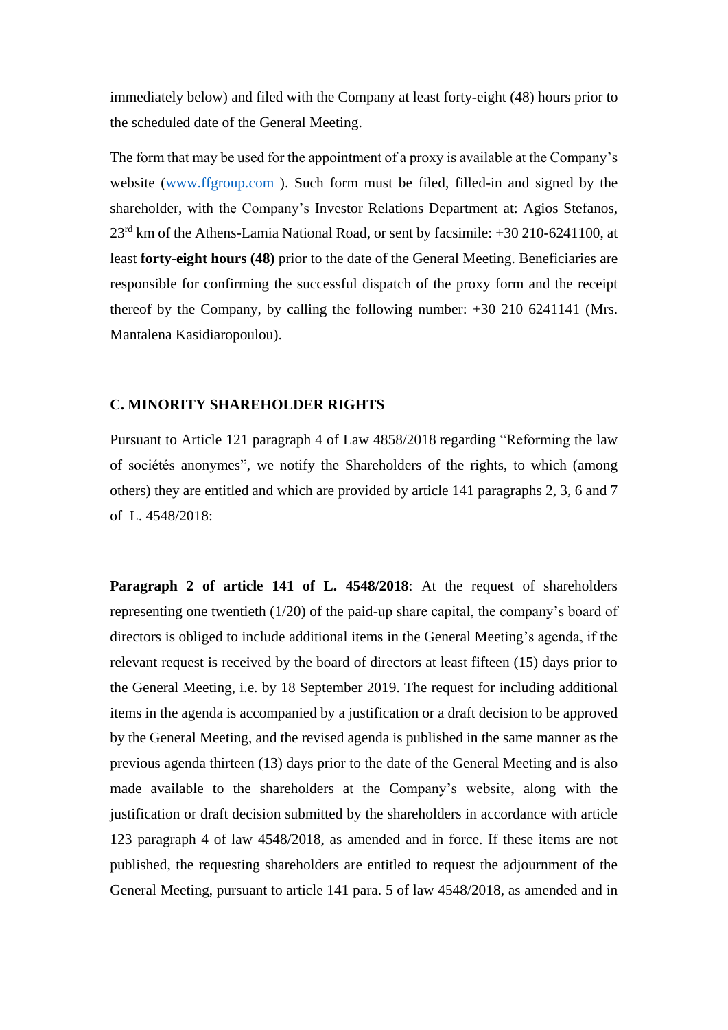immediately below) and filed with the Company at least forty-eight (48) hours prior to the scheduled date of the General Meeting.

The form that may be used for the appointment of a proxy is available at the Company's website (www.ffgroup.com ). Such form must be filed, filled-in and signed by the shareholder, with the Company's Investor Relations Department at: Agios Stefanos, 23rd km of the Athens-Lamia National Road, or sent by facsimile: +30 210-6241100, at least **forty-eight hours (48)** prior to the date of the General Meeting. Beneficiaries are responsible for confirming the successful dispatch of the proxy form and the receipt thereof by the Company, by calling the following number: +30 210 6241141 (Mrs. Mantalena Kasidiaropoulou).

## C. MINORITY SHAREHOLDER RIGHTS

Pursuant to Article 121 paragraph 4 of Law 4858/2018 regarding "Reforming the law of sociétés anonymes", we notify the Shareholders of the rights, to which (among others) they are entitled and which are provided by article 141 paragraphs 2, 3, 6 and 7 of L. 4548/2018:

**Paragraph 2 of article 141 of L. 4548/2018**: At the request of shareholders representing one twentieth (1/20) of the paid-up share capital, the company's board of directors is obliged to include additional items in the General Meeting's agenda, if the relevant request is received by the board of directors at least fifteen (15) days prior to the General Meeting, i.e. by 18 September 2019. The request for including additional items in the agenda is accompanied by a justification or a draft decision to be approved by the General Meeting, and the revised agenda is published in the same manner as the previous agenda thirteen (13) days prior to the date of the General Meeting and is also made available to the shareholders at the Company's website, along with the justification or draft decision submitted by the shareholders in accordance with article 123 paragraph 4 of law 4548/2018, as amended and in force. If these items are not published, the requesting shareholders are entitled to request the adjournment of the General Meeting, pursuant to article 141 para. 5 of law 4548/2018, as amended and in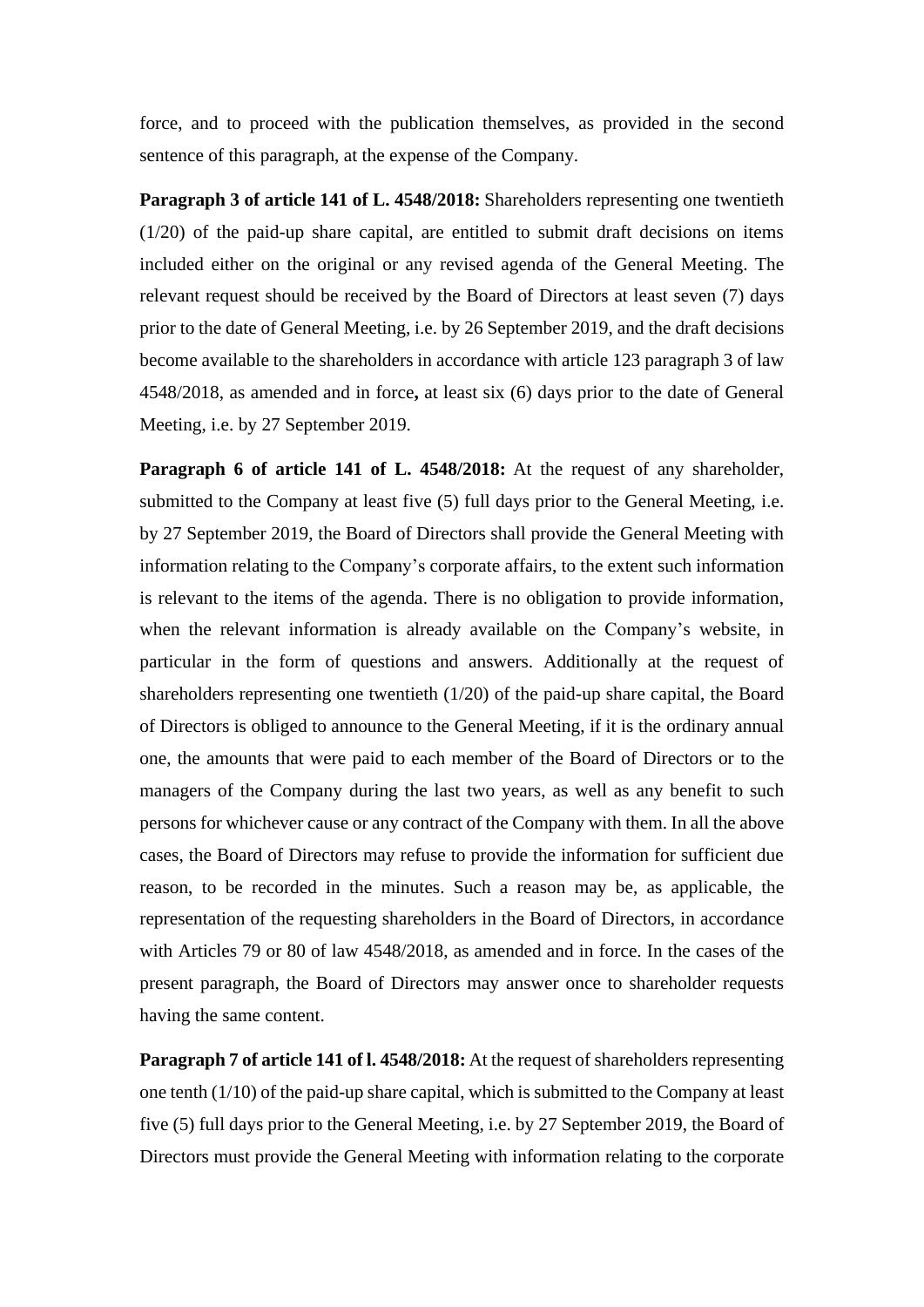force, and to proceed with the publication themselves, as provided in the second sentence of this paragraph, at the expense of the Company.

**Paragraph 3 of article 141 of L. 4548/2018:** Shareholders representing one twentieth (1/20) of the paid-up share capital, are entitled to submit draft decisions on items included either on the original or any revised agenda of the General Meeting. The relevant request should be received by the Board of Directors at least seven (7) days prior to the date of General Meeting, i.e. by 26 September 2019, and the draft decisions become available to the shareholders in accordance with article 123 paragraph 3 of law 4548/2018, as amended and in force**,** at least six (6) days prior to the date of General Meeting, i.e. by 27 September 2019.

**Paragraph 6 of article 141 of L. 4548/2018:** At the request of any shareholder, submitted to the Company at least five (5) full days prior to the General Meeting, i.e. by 27 September 2019, the Board of Directors shall provide the General Meeting with information relating to the Company's corporate affairs, to the extent such information is relevant to the items of the agenda. There is no obligation to provide information, when the relevant information is already available on the Company's website, in particular in the form of questions and answers. Additionally at the request of shareholders representing one twentieth (1/20) of the paid-up share capital, the Board of Directors is obliged to announce to the General Meeting, if it is the ordinary annual one, the amounts that were paid to each member of the Board of Directors or to the managers of the Company during the last two years, as well as any benefit to such persons for whichever cause or any contract of the Company with them. In all the above cases, the Board of Directors may refuse to provide the information for sufficient due reason, to be recorded in the minutes. Such a reason may be, as applicable, the representation of the requesting shareholders in the Board of Directors, in accordance with Articles 79 or 80 of law 4548/2018, as amended and in force. In the cases of the present paragraph, the Board of Directors may answer once to shareholder requests having the same content.

**Paragraph 7 of article 141 of l. 4548/2018:** At the request of shareholders representing one tenth (1/10) of the paid-up share capital, which is submitted to the Company at least five (5) full days prior to the General Meeting, i.e. by 27 September 2019, the Board of Directors must provide the General Meeting with information relating to the corporate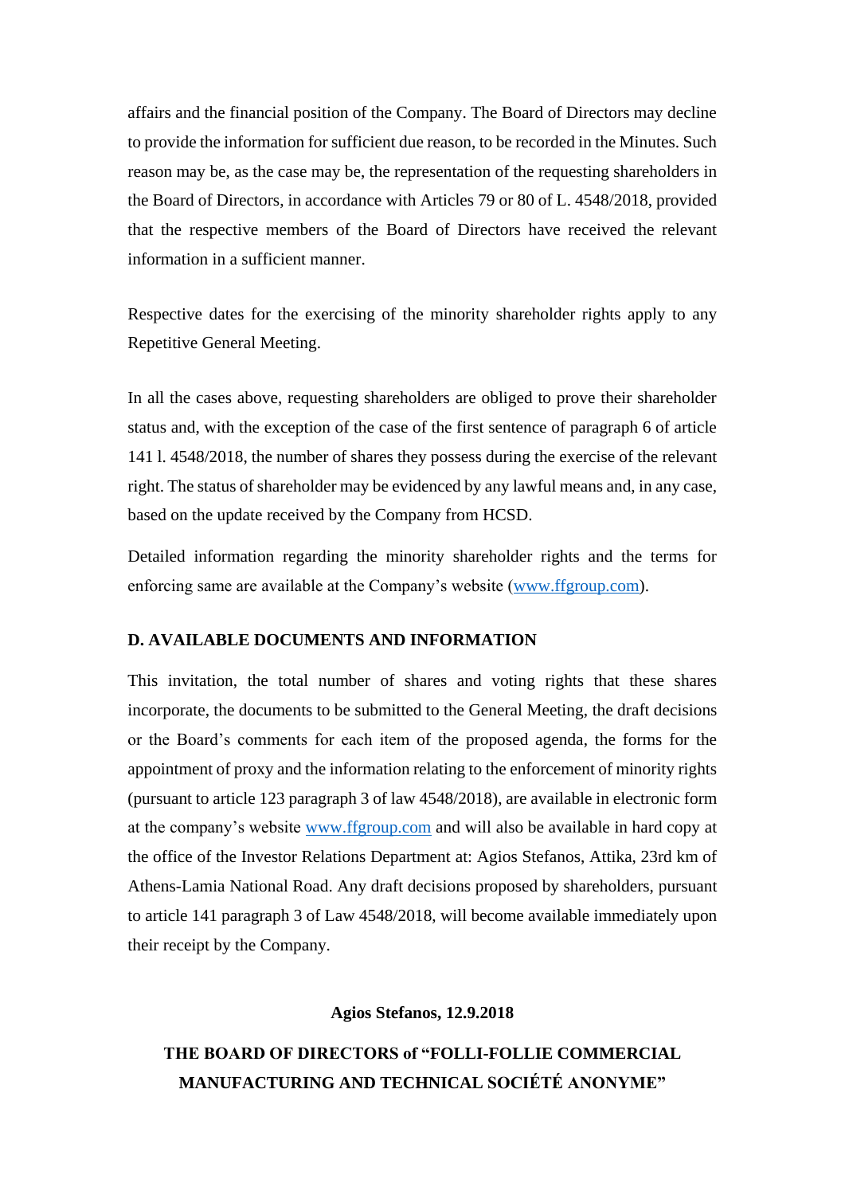affairs and the financial position of the Company. The Board of Directors may decline to provide the information for sufficient due reason, to be recorded in the Minutes. Such reason may be, as the case may be, the representation of the requesting shareholders in the Board of Directors, in accordance with Articles 79 or 80 of L. 4548/2018, provided that the respective members of the Board of Directors have received the relevant information in a sufficient manner.

Respective dates for the exercising of the minority shareholder rights apply to any Repetitive General Meeting.

In all the cases above, requesting shareholders are obliged to prove their shareholder status and, with the exception of the case of the first sentence of paragraph 6 of article 141 l. 4548/2018, the number of shares they possess during the exercise of the relevant right. The status of shareholder may be evidenced by any lawful means and, in any case, based on the update received by the Company from HCSD.

Detailed information regarding the minority shareholder rights and the terms for enforcing same are available at the Company's website (www.ffgroup.com).

**D. AVAILABLE DOCUMENTS AND INFORMATION**

This invitation, the total number of shares and voting rights that these shares incorporate, the documents to be submitted to the General Meeting, the draft decisions or the Board's comments for each item of the proposed agenda, the forms for the appointment of proxy and the information relating to the enforcement of minority rights (pursuant to article 123 paragraph 3 of law 4548/2018), are available in electronic form at the company's website www.ffgroup.com and will also be available in hard copy at the office of the Investor Relations Department at: Agios Stefanos, Attika, 23rd km of Athens-Lamia National Road. Any draft decisions proposed by shareholders, pursuant to article 141 paragraph 3 of Law 4548/2018, will become available immediately upon their receipt by the Company.

**Agios Stefanos, 12.9.2018**

**THE BOARD OF DIRECTORS of "FOLLI-FOLLIE COMMERCIAL MANUFACTURING AND TECHNICAL SOCIÉTÉ ANONYME"**